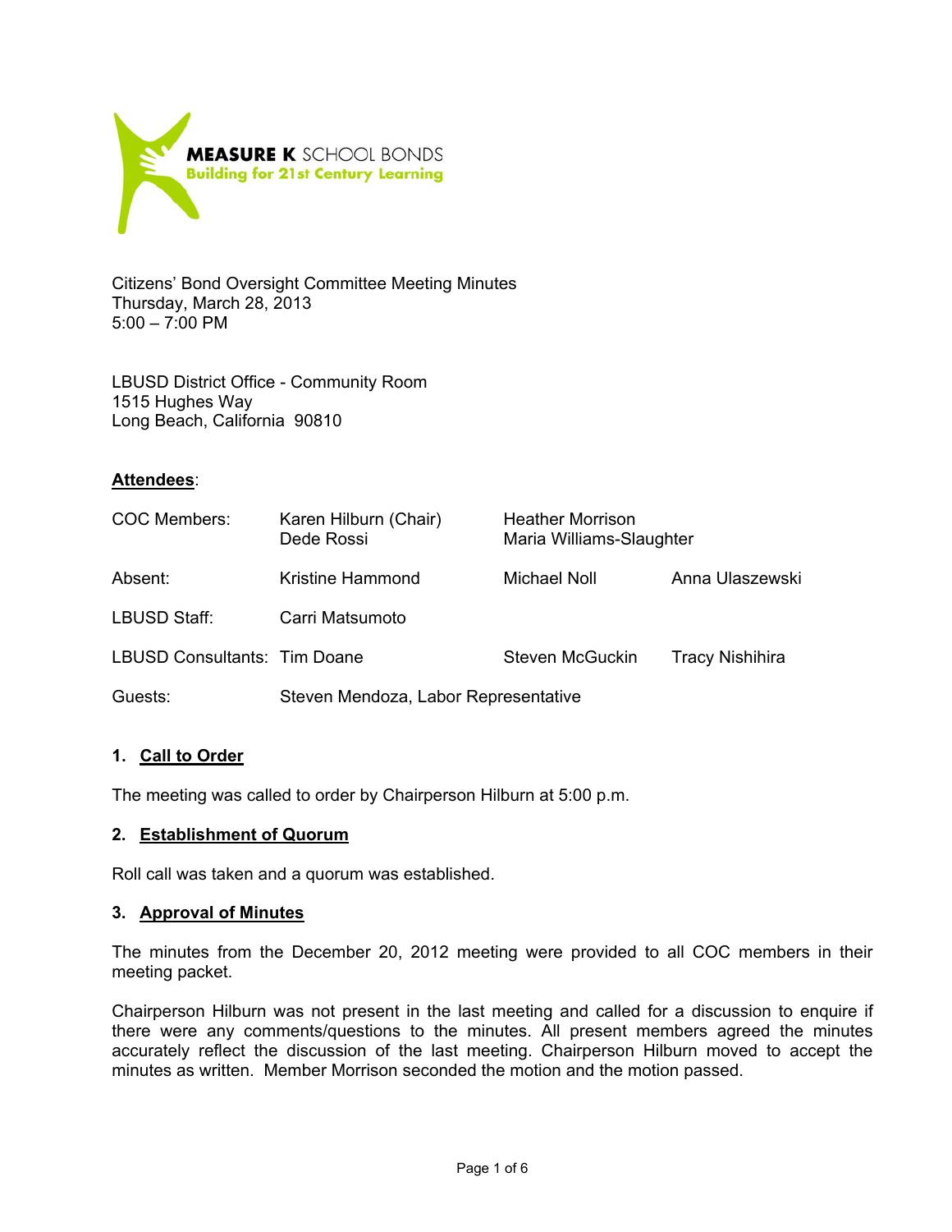**MEASURE K** SCHOOL BONDS
**Building for 21st Century Learning**

Citizens' Bond Oversight Committee Meeting Minutes
Thursday, March 28, 2013
5:00 – 7:00 PM

LBUSD District Office - Community Room
1515 Hughes Way
Long Beach, California 90810

**Attendees**:

| | | | |
|---|---|---|---|
| COC Members: | Karen Hilburn (Chair)<br>Dede Rossi | Heather Morrison<br>Maria Williams-Slaughter | |
| Absent: | Kristine Hammond | Michael Noll | Anna Ulaszewski |
| LBUSD Staff: | Carri Matsumoto | | |
| LBUSD Consultants: | Tim Doane | Steven McGuckin | Tracy Nishihira |
| Guests: | Steven Mendoza, Labor Representative | | |

## 1. Call to Order

The meeting was called to order by Chairperson Hilburn at 5:00 p.m.

## 2. Establishment of Quorum

Roll call was taken and a quorum was established.

## 3. Approval of Minutes

The minutes from the December 20, 2012 meeting were provided to all COC members in their meeting packet.

Chairperson Hilburn was not present in the last meeting and called for a discussion to enquire if there were any comments/questions to the minutes. All present members agreed the minutes accurately reflect the discussion of the last meeting. Chairperson Hilburn moved to accept the minutes as written. Member Morrison seconded the motion and the motion passed.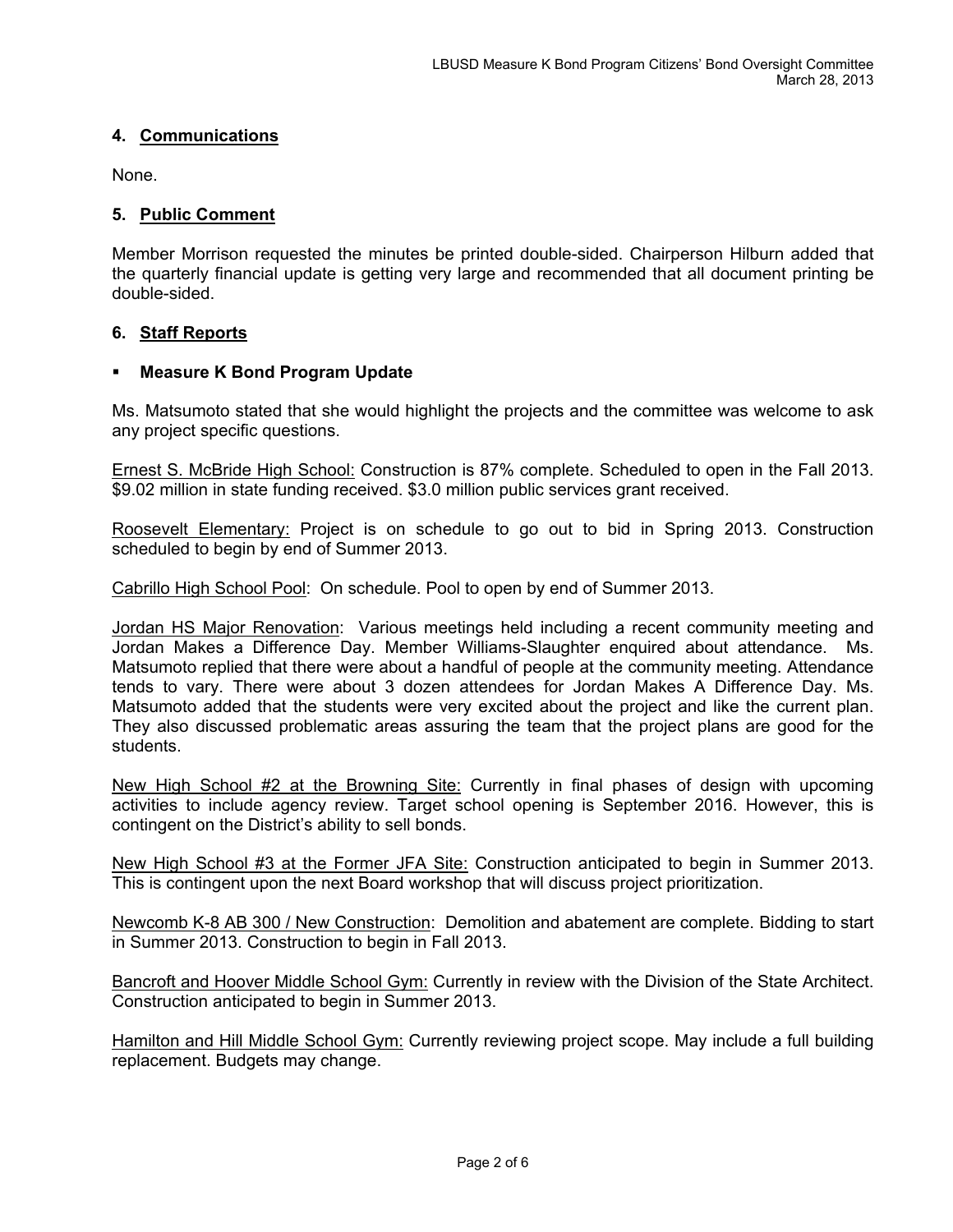## 4. Communications

None.

## 5. Public Comment

Member Morrison requested the minutes be printed double-sided. Chairperson Hilburn added that the quarterly financial update is getting very large and recommended that all document printing be double-sided.

## 6. Staff Reports

- **Measure K Bond Program Update**

Ms. Matsumoto stated that she would highlight the projects and the committee was welcome to ask any project specific questions.

Ernest S. McBride High School: Construction is 87% complete. Scheduled to open in the Fall 2013. $9.02 million in state funding received. $3.0 million public services grant received.

Roosevelt Elementary: Project is on schedule to go out to bid in Spring 2013. Construction scheduled to begin by end of Summer 2013.

Cabrillo High School Pool: On schedule. Pool to open by end of Summer 2013.

Jordan HS Major Renovation: Various meetings held including a recent community meeting and Jordan Makes a Difference Day. Member Williams-Slaughter enquired about attendance. Ms. Matsumoto replied that there were about a handful of people at the community meeting. Attendance tends to vary. There were about 3 dozen attendees for Jordan Makes A Difference Day. Ms. Matsumoto added that the students were very excited about the project and like the current plan. They also discussed problematic areas assuring the team that the project plans are good for the students.

New High School #2 at the Browning Site: Currently in final phases of design with upcoming activities to include agency review. Target school opening is September 2016. However, this is contingent on the District's ability to sell bonds.

New High School #3 at the Former JFA Site: Construction anticipated to begin in Summer 2013. This is contingent upon the next Board workshop that will discuss project prioritization.

Newcomb K-8 AB 300 / New Construction: Demolition and abatement are complete. Bidding to start in Summer 2013. Construction to begin in Fall 2013.

Bancroft and Hoover Middle School Gym: Currently in review with the Division of the State Architect. Construction anticipated to begin in Summer 2013.

Hamilton and Hill Middle School Gym: Currently reviewing project scope. May include a full building replacement. Budgets may change.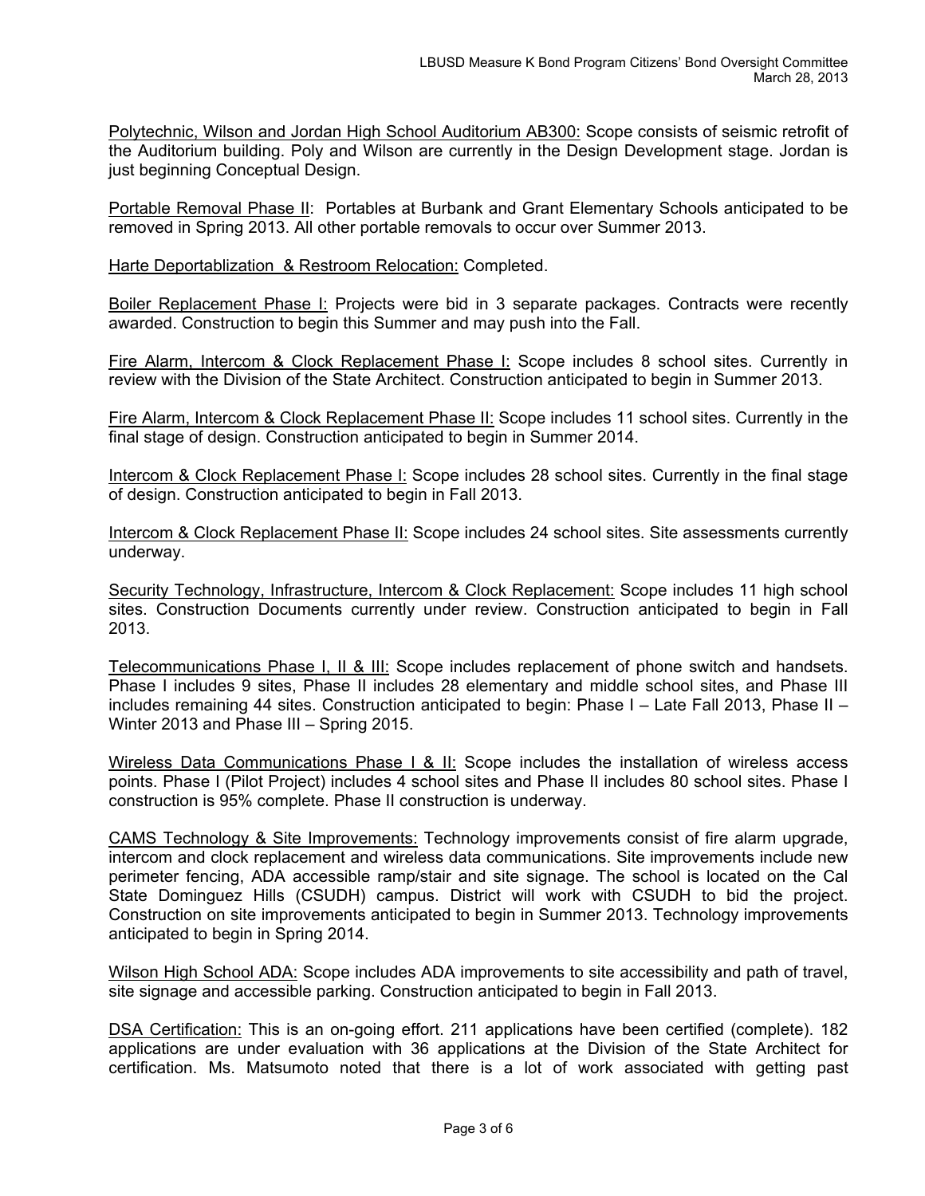Polytechnic, Wilson and Jordan High School Auditorium AB300: Scope consists of seismic retrofit of the Auditorium building. Poly and Wilson are currently in the Design Development stage. Jordan is just beginning Conceptual Design.

Portable Removal Phase II: Portables at Burbank and Grant Elementary Schools anticipated to be removed in Spring 2013. All other portable removals to occur over Summer 2013.

Harte Deportablization & Restroom Relocation: Completed.

Boiler Replacement Phase I: Projects were bid in 3 separate packages. Contracts were recently awarded. Construction to begin this Summer and may push into the Fall.

Fire Alarm, Intercom & Clock Replacement Phase I: Scope includes 8 school sites. Currently in review with the Division of the State Architect. Construction anticipated to begin in Summer 2013.

Fire Alarm, Intercom & Clock Replacement Phase II: Scope includes 11 school sites. Currently in the final stage of design. Construction anticipated to begin in Summer 2014.

Intercom & Clock Replacement Phase I: Scope includes 28 school sites. Currently in the final stage of design. Construction anticipated to begin in Fall 2013.

Intercom & Clock Replacement Phase II: Scope includes 24 school sites. Site assessments currently underway.

Security Technology, Infrastructure, Intercom & Clock Replacement: Scope includes 11 high school sites. Construction Documents currently under review. Construction anticipated to begin in Fall 2013.

Telecommunications Phase I, II & III: Scope includes replacement of phone switch and handsets. Phase I includes 9 sites, Phase II includes 28 elementary and middle school sites, and Phase III includes remaining 44 sites. Construction anticipated to begin: Phase I – Late Fall 2013, Phase II – Winter 2013 and Phase III – Spring 2015.

Wireless Data Communications Phase I & II: Scope includes the installation of wireless access points. Phase I (Pilot Project) includes 4 school sites and Phase II includes 80 school sites. Phase I construction is 95% complete. Phase II construction is underway.

CAMS Technology & Site Improvements: Technology improvements consist of fire alarm upgrade, intercom and clock replacement and wireless data communications. Site improvements include new perimeter fencing, ADA accessible ramp/stair and site signage. The school is located on the Cal State Dominguez Hills (CSUDH) campus. District will work with CSUDH to bid the project. Construction on site improvements anticipated to begin in Summer 2013. Technology improvements anticipated to begin in Spring 2014.

Wilson High School ADA: Scope includes ADA improvements to site accessibility and path of travel, site signage and accessible parking. Construction anticipated to begin in Fall 2013.

DSA Certification: This is an on-going effort. 211 applications have been certified (complete). 182 applications are under evaluation with 36 applications at the Division of the State Architect for certification. Ms. Matsumoto noted that there is a lot of work associated with getting past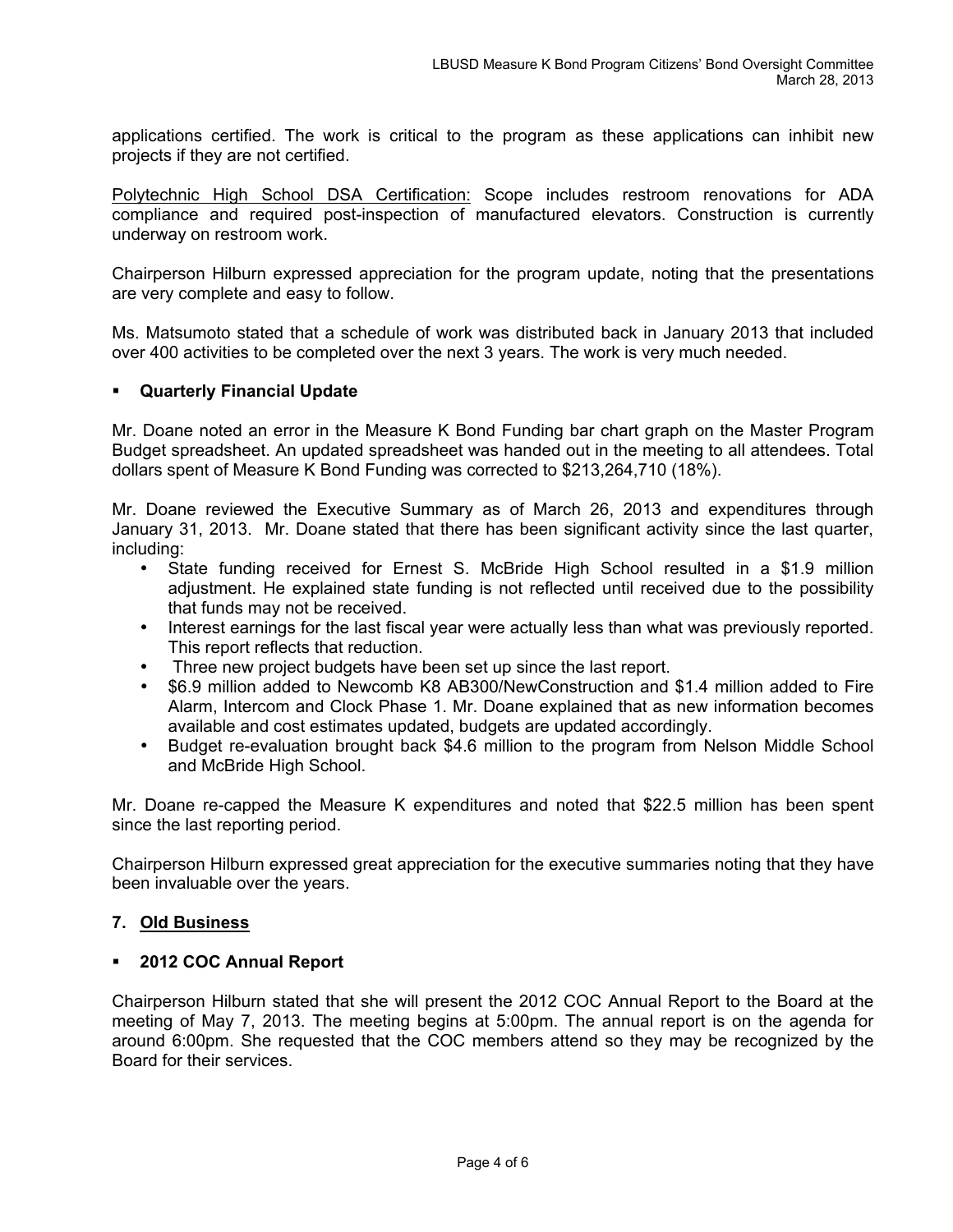applications certified. The work is critical to the program as these applications can inhibit new projects if they are not certified.

Polytechnic High School DSA Certification: Scope includes restroom renovations for ADA compliance and required post-inspection of manufactured elevators. Construction is currently underway on restroom work.

Chairperson Hilburn expressed appreciation for the program update, noting that the presentations are very complete and easy to follow.

Ms. Matsumoto stated that a schedule of work was distributed back in January 2013 that included over 400 activities to be completed over the next 3 years. The work is very much needed.

- **Quarterly Financial Update**

Mr. Doane noted an error in the Measure K Bond Funding bar chart graph on the Master Program Budget spreadsheet. An updated spreadsheet was handed out in the meeting to all attendees. Total dollars spent of Measure K Bond Funding was corrected to $213,264,710 (18%).

Mr. Doane reviewed the Executive Summary as of March 26, 2013 and expenditures through January 31, 2013. Mr. Doane stated that there has been significant activity since the last quarter, including:

- State funding received for Ernest S. McBride High School resulted in a $1.9 million adjustment. He explained state funding is not reflected until received due to the possibility that funds may not be received.
- Interest earnings for the last fiscal year were actually less than what was previously reported. This report reflects that reduction.
- Three new project budgets have been set up since the last report.
- $6.9 million added to Newcomb K8 AB300/NewConstruction and $1.4 million added to Fire Alarm, Intercom and Clock Phase 1. Mr. Doane explained that as new information becomes available and cost estimates updated, budgets are updated accordingly.
- Budget re-evaluation brought back $4.6 million to the program from Nelson Middle School and McBride High School.

Mr. Doane re-capped the Measure K expenditures and noted that $22.5 million has been spent since the last reporting period.

Chairperson Hilburn expressed great appreciation for the executive summaries noting that they have been invaluable over the years.

## 7. Old Business

- **2012 COC Annual Report**

Chairperson Hilburn stated that she will present the 2012 COC Annual Report to the Board at the meeting of May 7, 2013. The meeting begins at 5:00pm. The annual report is on the agenda for around 6:00pm. She requested that the COC members attend so they may be recognized by the Board for their services.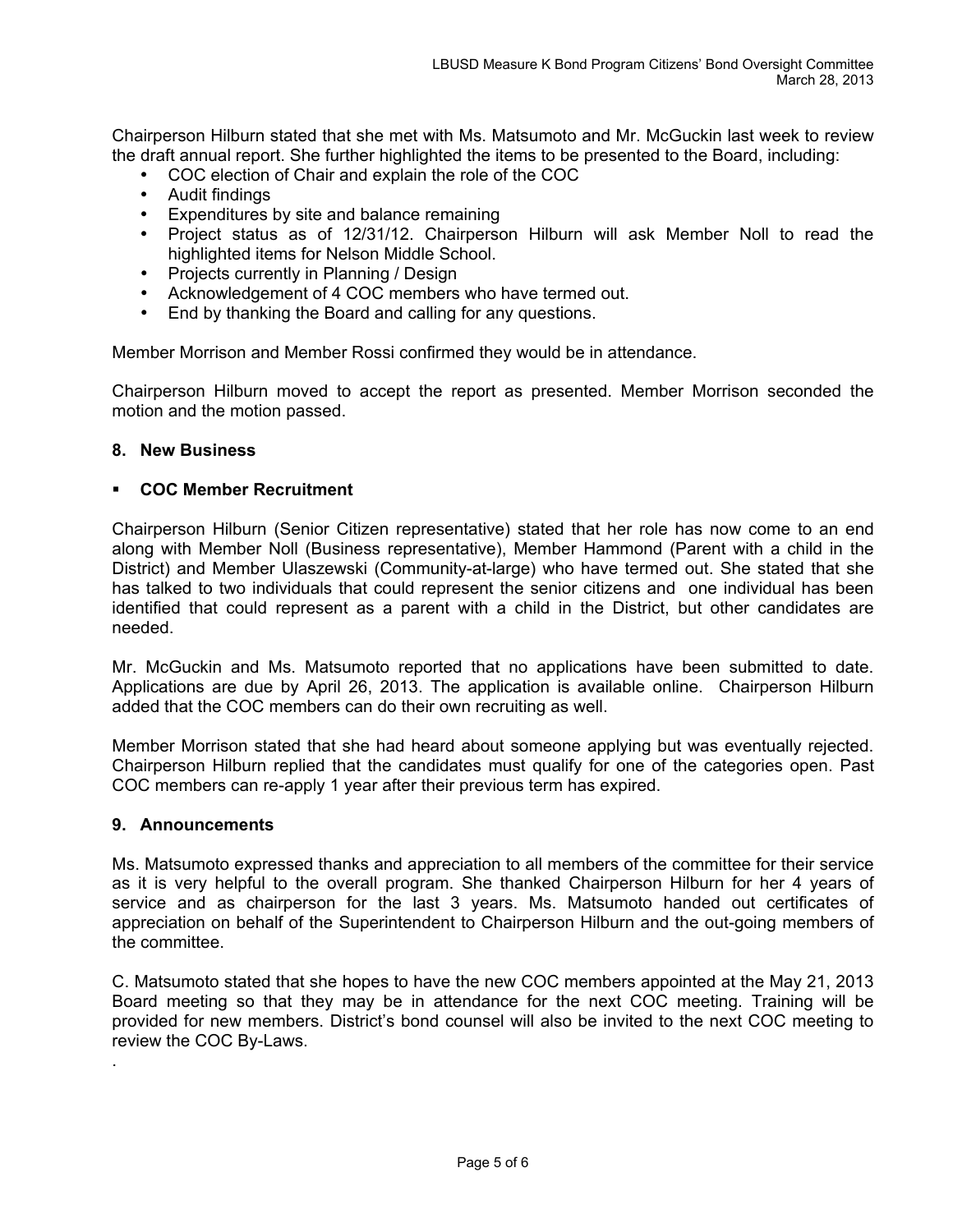Chairperson Hilburn stated that she met with Ms. Matsumoto and Mr. McGuckin last week to review the draft annual report. She further highlighted the items to be presented to the Board, including:

- COC election of Chair and explain the role of the COC
- Audit findings
- Expenditures by site and balance remaining
- Project status as of 12/31/12. Chairperson Hilburn will ask Member Noll to read the highlighted items for Nelson Middle School.
- Projects currently in Planning / Design
- Acknowledgement of 4 COC members who have termed out.
- End by thanking the Board and calling for any questions.

Member Morrison and Member Rossi confirmed they would be in attendance.

Chairperson Hilburn moved to accept the report as presented. Member Morrison seconded the motion and the motion passed.

## 8. New Business

- **COC Member Recruitment**

Chairperson Hilburn (Senior Citizen representative) stated that her role has now come to an end along with Member Noll (Business representative), Member Hammond (Parent with a child in the District) and Member Ulaszewski (Community-at-large) who have termed out. She stated that she has talked to two individuals that could represent the senior citizens and one individual has been identified that could represent as a parent with a child in the District, but other candidates are needed.

Mr. McGuckin and Ms. Matsumoto reported that no applications have been submitted to date. Applications are due by April 26, 2013. The application is available online. Chairperson Hilburn added that the COC members can do their own recruiting as well.

Member Morrison stated that she had heard about someone applying but was eventually rejected. Chairperson Hilburn replied that the candidates must qualify for one of the categories open. Past COC members can re-apply 1 year after their previous term has expired.

## 9. Announcements

Ms. Matsumoto expressed thanks and appreciation to all members of the committee for their service as it is very helpful to the overall program. She thanked Chairperson Hilburn for her 4 years of service and as chairperson for the last 3 years. Ms. Matsumoto handed out certificates of appreciation on behalf of the Superintendent to Chairperson Hilburn and the out-going members of the committee.

C. Matsumoto stated that she hopes to have the new COC members appointed at the May 21, 2013 Board meeting so that they may be in attendance for the next COC meeting. Training will be provided for new members. District's bond counsel will also be invited to the next COC meeting to review the COC By-Laws.

.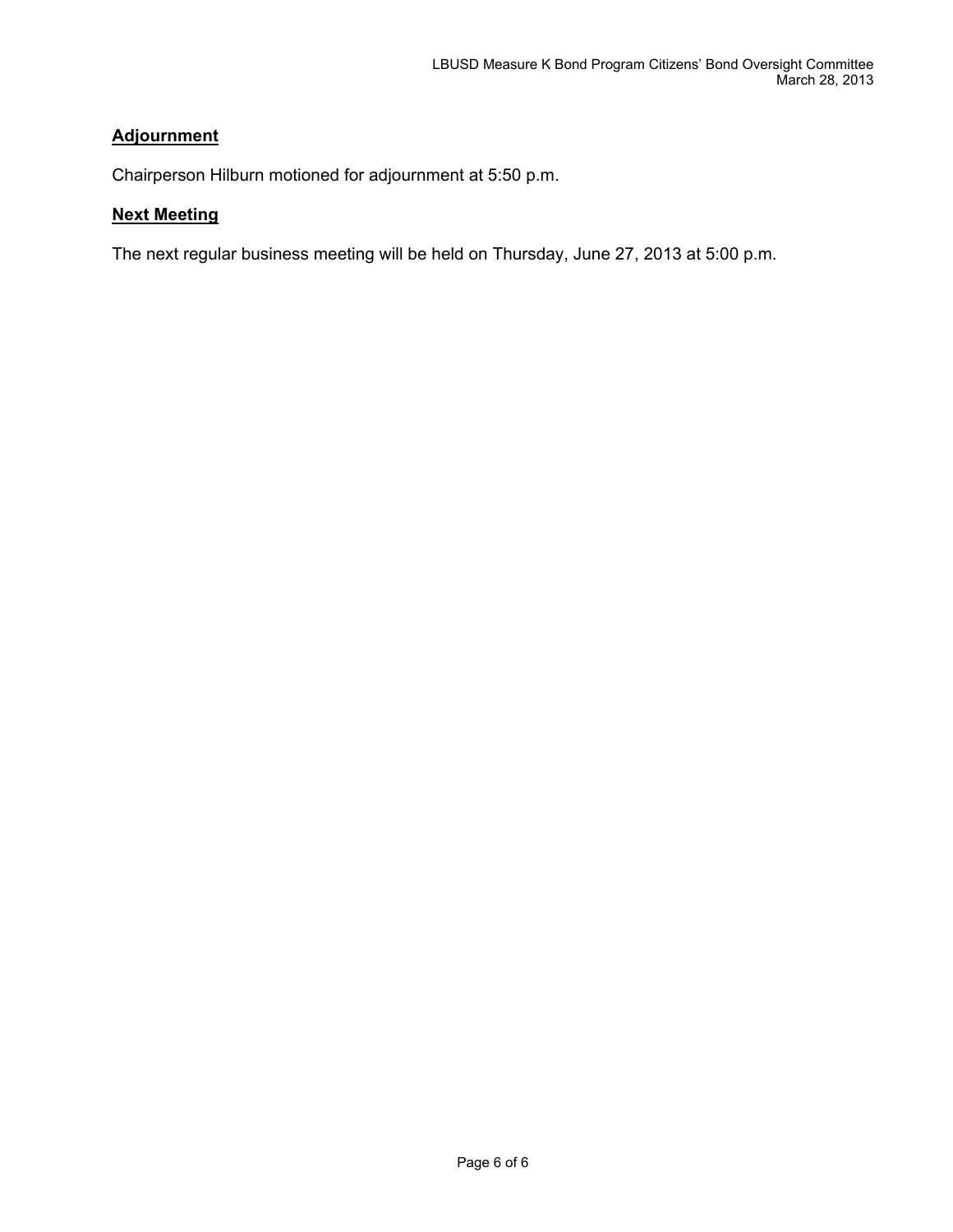## Adjournment

Chairperson Hilburn motioned for adjournment at 5:50 p.m.

## Next Meeting

The next regular business meeting will be held on Thursday, June 27, 2013 at 5:00 p.m.